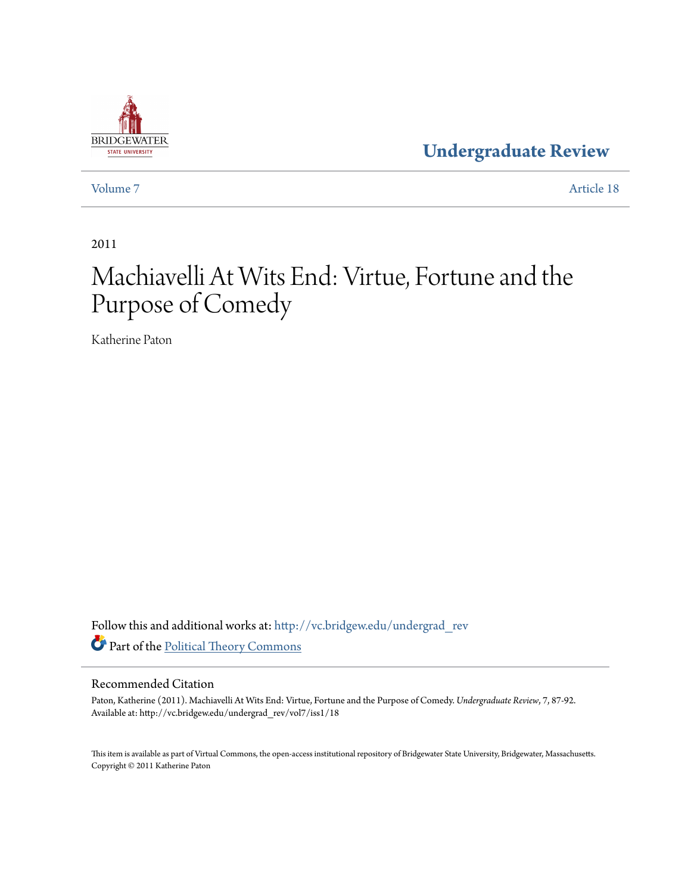Undergraduate Review

Volume 7 | Article 18

2011

# Machiavelli At Wits End: Virtue, Fortune and the Purpose of Comedy

Katherine Paton

Follow this and additional works at: http://vc.bridgew.edu/undergrad_rev

Part of the Political Theory Commons

## Recommended Citation

Paton, Katherine (2011). Machiavelli At Wits End: Virtue, Fortune and the Purpose of Comedy. *Undergraduate Review*, 7, 87-92.
Available at: http://vc.bridgew.edu/undergrad_rev/vol7/iss1/18

This item is available as part of Virtual Commons, the open-access institutional repository of Bridgewater State University, Bridgewater, Massachusetts.
Copyright © 2011 Katherine Paton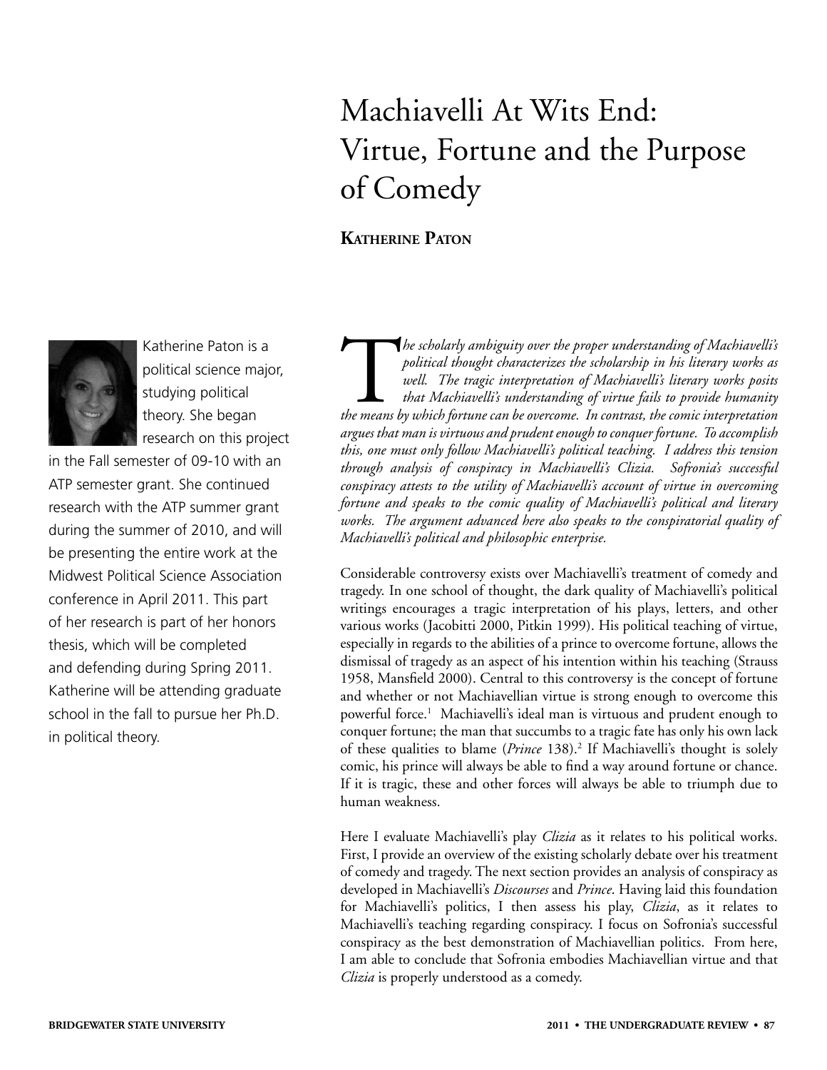# Machiavelli At Wits End: Virtue, Fortune and the Purpose of Comedy

**Katherine Paton**

Katherine Paton is a political science major, studying political theory. She began research on this project in the Fall semester of 09-10 with an ATP semester grant. She continued research with the ATP summer grant during the summer of 2010, and will be presenting the entire work at the Midwest Political Science Association conference in April 2011. This part of her research is part of her honors thesis, which will be completed and defending during Spring 2011. Katherine will be attending graduate school in the fall to pursue her Ph.D. in political theory.

*The scholarly ambiguity over the proper understanding of Machiavelli's political thought characterizes the scholarship in his literary works as well. The tragic interpretation of Machiavelli's literary works posits that Machiavelli's understanding of virtue fails to provide humanity the means by which fortune can be overcome. In contrast, the comic interpretation argues that man is virtuous and prudent enough to conquer fortune. To accomplish this, one must only follow Machiavelli's political teaching. I address this tension through analysis of conspiracy in Machiavelli's Clizia. Sofronia's successful conspiracy attests to the utility of Machiavelli's account of virtue in overcoming fortune and speaks to the comic quality of Machiavelli's political and literary works. The argument advanced here also speaks to the conspiratorial quality of Machiavelli's political and philosophic enterprise.*

Considerable controversy exists over Machiavelli's treatment of comedy and tragedy. In one school of thought, the dark quality of Machiavelli's political writings encourages a tragic interpretation of his plays, letters, and other various works (Jacobitti 2000, Pitkin 1999). His political teaching of virtue, especially in regards to the abilities of a prince to overcome fortune, allows the dismissal of tragedy as an aspect of his intention within his teaching (Strauss 1958, Mansfield 2000). Central to this controversy is the concept of fortune and whether or not Machiavellian virtue is strong enough to overcome this powerful force.[1] Machiavelli's ideal man is virtuous and prudent enough to conquer fortune; the man that succumbs to a tragic fate has only his own lack of these qualities to blame (*Prince* 138).[2] If Machiavelli's thought is solely comic, his prince will always be able to find a way around fortune or chance. If it is tragic, these and other forces will always be able to triumph due to human weakness.

Here I evaluate Machiavelli's play *Clizia* as it relates to his political works. First, I provide an overview of the existing scholarly debate over his treatment of comedy and tragedy. The next section provides an analysis of conspiracy as developed in Machiavelli's *Discourses* and *Prince*. Having laid this foundation for Machiavelli's politics, I then assess his play, *Clizia*, as it relates to Machiavelli's teaching regarding conspiracy. I focus on Sofronia's successful conspiracy as the best demonstration of Machiavellian politics. From here, I am able to conclude that Sofronia embodies Machiavellian virtue and that *Clizia* is properly understood as a comedy.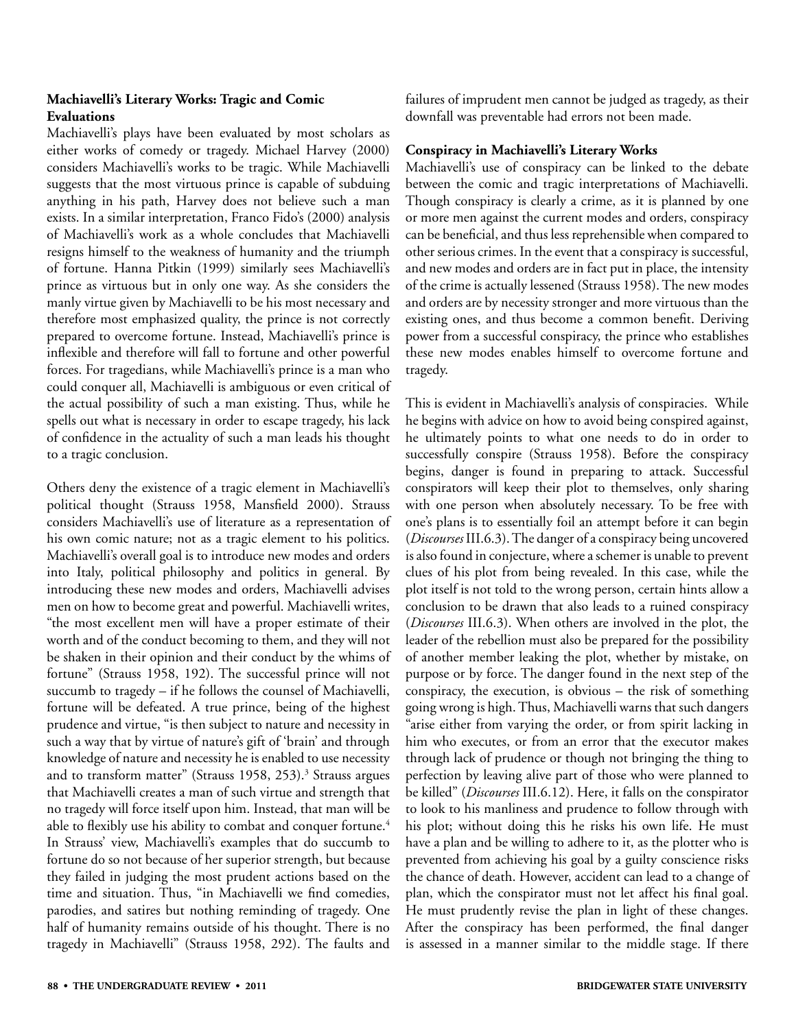## Machiavelli's Literary Works: Tragic and Comic Evaluations

Machiavelli's plays have been evaluated by most scholars as either works of comedy or tragedy. Michael Harvey (2000) considers Machiavelli's works to be tragic. While Machiavelli suggests that the most virtuous prince is capable of subduing anything in his path, Harvey does not believe such a man exists. In a similar interpretation, Franco Fido's (2000) analysis of Machiavelli's work as a whole concludes that Machiavelli resigns himself to the weakness of humanity and the triumph of fortune. Hanna Pitkin (1999) similarly sees Machiavelli's prince as virtuous but in only one way. As she considers the manly virtue given by Machiavelli to be his most necessary and therefore most emphasized quality, the prince is not correctly prepared to overcome fortune. Instead, Machiavelli's prince is inflexible and therefore will fall to fortune and other powerful forces. For tragedians, while Machiavelli's prince is a man who could conquer all, Machiavelli is ambiguous or even critical of the actual possibility of such a man existing. Thus, while he spells out what is necessary in order to escape tragedy, his lack of confidence in the actuality of such a man leads his thought to a tragic conclusion.

Others deny the existence of a tragic element in Machiavelli's political thought (Strauss 1958, Mansfield 2000). Strauss considers Machiavelli's use of literature as a representation of his own comic nature; not as a tragic element to his politics. Machiavelli's overall goal is to introduce new modes and orders into Italy, political philosophy and politics in general. By introducing these new modes and orders, Machiavelli advises men on how to become great and powerful. Machiavelli writes, "the most excellent men will have a proper estimate of their worth and of the conduct becoming to them, and they will not be shaken in their opinion and their conduct by the whims of fortune" (Strauss 1958, 192). The successful prince will not succumb to tragedy – if he follows the counsel of Machiavelli, fortune will be defeated. A true prince, being of the highest prudence and virtue, "is then subject to nature and necessity in such a way that by virtue of nature's gift of 'brain' and through knowledge of nature and necessity he is enabled to use necessity and to transform matter" (Strauss 1958, 253).[3] Strauss argues that Machiavelli creates a man of such virtue and strength that no tragedy will force itself upon him. Instead, that man will be able to flexibly use his ability to combat and conquer fortune.[4] In Strauss' view, Machiavelli's examples that do succumb to fortune do so not because of her superior strength, but because they failed in judging the most prudent actions based on the time and situation. Thus, "in Machiavelli we find comedies, parodies, and satires but nothing reminding of tragedy. One half of humanity remains outside of his thought. There is no tragedy in Machiavelli" (Strauss 1958, 292). The faults and failures of imprudent men cannot be judged as tragedy, as their downfall was preventable had errors not been made.

## Conspiracy in Machiavelli's Literary Works

Machiavelli's use of conspiracy can be linked to the debate between the comic and tragic interpretations of Machiavelli. Though conspiracy is clearly a crime, as it is planned by one or more men against the current modes and orders, conspiracy can be beneficial, and thus less reprehensible when compared to other serious crimes. In the event that a conspiracy is successful, and new modes and orders are in fact put in place, the intensity of the crime is actually lessened (Strauss 1958). The new modes and orders are by necessity stronger and more virtuous than the existing ones, and thus become a common benefit. Deriving power from a successful conspiracy, the prince who establishes these new modes enables himself to overcome fortune and tragedy.

This is evident in Machiavelli's analysis of conspiracies. While he begins with advice on how to avoid being conspired against, he ultimately points to what one needs to do in order to successfully conspire (Strauss 1958). Before the conspiracy begins, danger is found in preparing to attack. Successful conspirators will keep their plot to themselves, only sharing with one person when absolutely necessary. To be free with one's plans is to essentially foil an attempt before it can begin (*Discourses* III.6.3). The danger of a conspiracy being uncovered is also found in conjecture, where a schemer is unable to prevent clues of his plot from being revealed. In this case, while the plot itself is not told to the wrong person, certain hints allow a conclusion to be drawn that also leads to a ruined conspiracy (*Discourses* III.6.3). When others are involved in the plot, the leader of the rebellion must also be prepared for the possibility of another member leaking the plot, whether by mistake, on purpose or by force. The danger found in the next step of the conspiracy, the execution, is obvious – the risk of something going wrong is high. Thus, Machiavelli warns that such dangers "arise either from varying the order, or from spirit lacking in him who executes, or from an error that the executor makes through lack of prudence or though not bringing the thing to perfection by leaving alive part of those who were planned to be killed" (*Discourses* III.6.12). Here, it falls on the conspirator to look to his manliness and prudence to follow through with his plot; without doing this he risks his own life. He must have a plan and be willing to adhere to it, as the plotter who is prevented from achieving his goal by a guilty conscience risks the chance of death. However, accident can lead to a change of plan, which the conspirator must not let affect his final goal. He must prudently revise the plan in light of these changes. After the conspiracy has been performed, the final danger is assessed in a manner similar to the middle stage. If there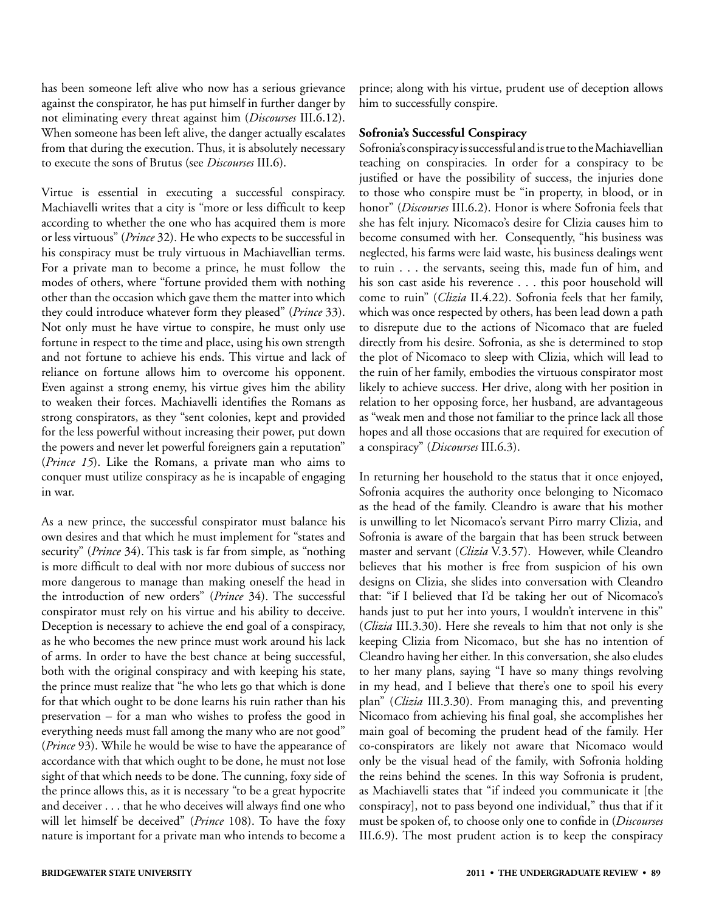has been someone left alive who now has a serious grievance against the conspirator, he has put himself in further danger by not eliminating every threat against him (*Discourses* III.6.12). When someone has been left alive, the danger actually escalates from that during the execution. Thus, it is absolutely necessary to execute the sons of Brutus (see *Discourses* III.6).

Virtue is essential in executing a successful conspiracy. Machiavelli writes that a city is "more or less difficult to keep according to whether the one who has acquired them is more or less virtuous" (*Prince* 32). He who expects to be successful in his conspiracy must be truly virtuous in Machiavellian terms. For a private man to become a prince, he must follow the modes of others, where "fortune provided them with nothing other than the occasion which gave them the matter into which they could introduce whatever form they pleased" (*Prince* 33). Not only must he have virtue to conspire, he must only use fortune in respect to the time and place, using his own strength and not fortune to achieve his ends. This virtue and lack of reliance on fortune allows him to overcome his opponent. Even against a strong enemy, his virtue gives him the ability to weaken their forces. Machiavelli identifies the Romans as strong conspirators, as they "sent colonies, kept and provided for the less powerful without increasing their power, put down the powers and never let powerful foreigners gain a reputation" (*Prince 15*). Like the Romans, a private man who aims to conquer must utilize conspiracy as he is incapable of engaging in war.

As a new prince, the successful conspirator must balance his own desires and that which he must implement for "states and security" (*Prince* 34). This task is far from simple, as "nothing is more difficult to deal with nor more dubious of success nor more dangerous to manage than making oneself the head in the introduction of new orders" (*Prince* 34). The successful conspirator must rely on his virtue and his ability to deceive. Deception is necessary to achieve the end goal of a conspiracy, as he who becomes the new prince must work around his lack of arms. In order to have the best chance at being successful, both with the original conspiracy and with keeping his state, the prince must realize that "he who lets go that which is done for that which ought to be done learns his ruin rather than his preservation – for a man who wishes to profess the good in everything needs must fall among the many who are not good" (*Prince* 93). While he would be wise to have the appearance of accordance with that which ought to be done, he must not lose sight of that which needs to be done. The cunning, foxy side of the prince allows this, as it is necessary "to be a great hypocrite and deceiver . . . that he who deceives will always find one who will let himself be deceived" (*Prince* 108). To have the foxy nature is important for a private man who intends to become a prince; along with his virtue, prudent use of deception allows him to successfully conspire.

**Sofronia's Successful Conspiracy**

Sofronia's conspiracy is successful and is true to the Machiavellian teaching on conspiracies. In order for a conspiracy to be justified or have the possibility of success, the injuries done to those who conspire must be "in property, in blood, or in honor" (*Discourses* III.6.2). Honor is where Sofronia feels that she has felt injury. Nicomaco's desire for Clizia causes him to become consumed with her. Consequently, "his business was neglected, his farms were laid waste, his business dealings went to ruin . . . the servants, seeing this, made fun of him, and his son cast aside his reverence . . . this poor household will come to ruin" (*Clizia* II.4.22). Sofronia feels that her family, which was once respected by others, has been lead down a path to disrepute due to the actions of Nicomaco that are fueled directly from his desire. Sofronia, as she is determined to stop the plot of Nicomaco to sleep with Clizia, which will lead to the ruin of her family, embodies the virtuous conspirator most likely to achieve success. Her drive, along with her position in relation to her opposing force, her husband, are advantageous as "weak men and those not familiar to the prince lack all those hopes and all those occasions that are required for execution of a conspiracy" (*Discourses* III.6.3).

In returning her household to the status that it once enjoyed, Sofronia acquires the authority once belonging to Nicomaco as the head of the family. Cleandro is aware that his mother is unwilling to let Nicomaco's servant Pirro marry Clizia, and Sofronia is aware of the bargain that has been struck between master and servant (*Clizia* V.3.57). However, while Cleandro believes that his mother is free from suspicion of his own designs on Clizia, she slides into conversation with Cleandro that: "if I believed that I'd be taking her out of Nicomaco's hands just to put her into yours, I wouldn't intervene in this" (*Clizia* III.3.30). Here she reveals to him that not only is she keeping Clizia from Nicomaco, but she has no intention of Cleandro having her either. In this conversation, she also eludes to her many plans, saying "I have so many things revolving in my head, and I believe that there's one to spoil his every plan" (*Clizia* III.3.30). From managing this, and preventing Nicomaco from achieving his final goal, she accomplishes her main goal of becoming the prudent head of the family. Her co-conspirators are likely not aware that Nicomaco would only be the visual head of the family, with Sofronia holding the reins behind the scenes. In this way Sofronia is prudent, as Machiavelli states that "if indeed you communicate it [the conspiracy], not to pass beyond one individual," thus that if it must be spoken of, to choose only one to confide in (*Discourses* III.6.9). The most prudent action is to keep the conspiracy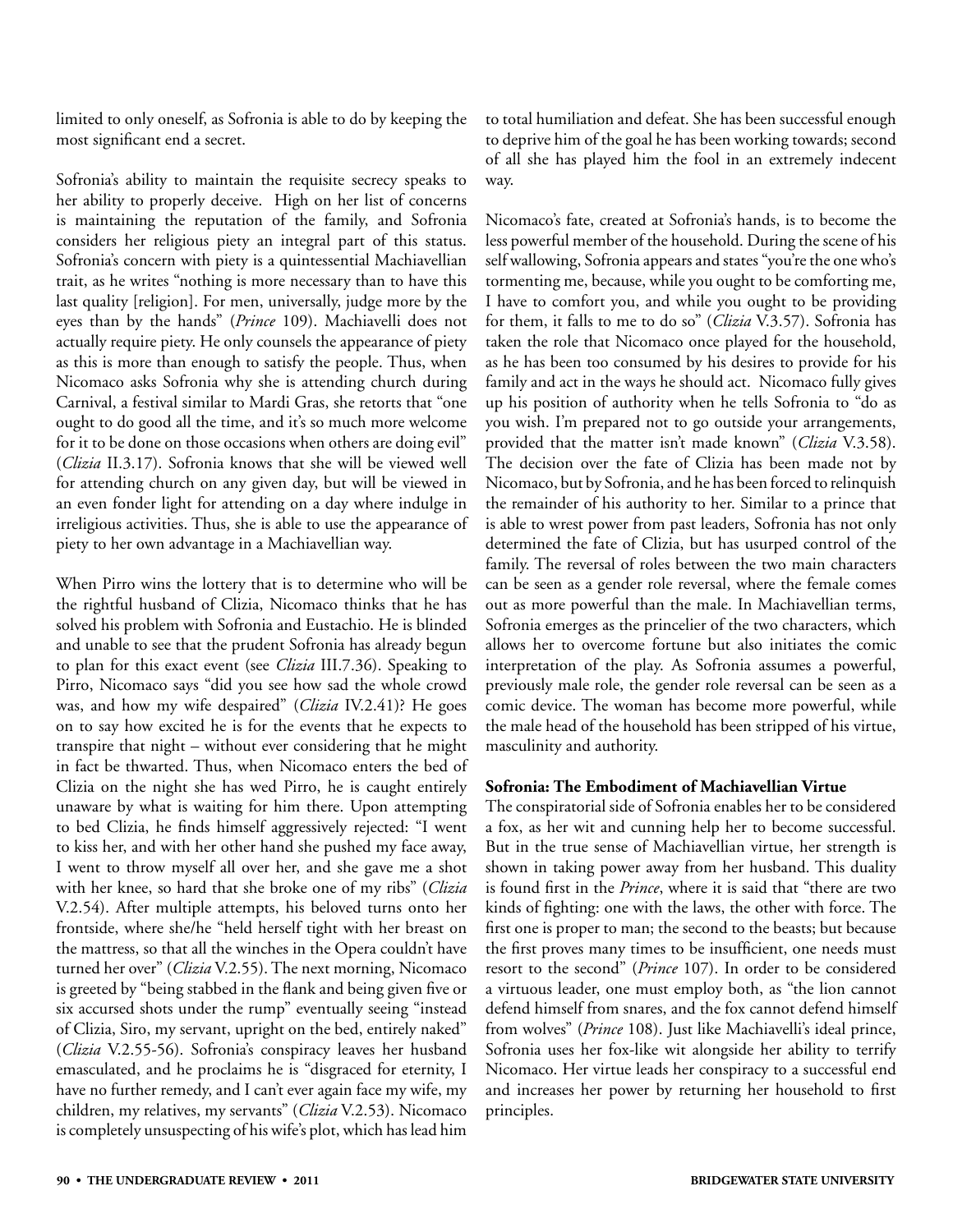limited to only oneself, as Sofronia is able to do by keeping the most significant end a secret.

Sofronia's ability to maintain the requisite secrecy speaks to her ability to properly deceive. High on her list of concerns is maintaining the reputation of the family, and Sofronia considers her religious piety an integral part of this status. Sofronia's concern with piety is a quintessential Machiavellian trait, as he writes "nothing is more necessary than to have this last quality [religion]. For men, universally, judge more by the eyes than by the hands" (*Prince* 109). Machiavelli does not actually require piety. He only counsels the appearance of piety as this is more than enough to satisfy the people. Thus, when Nicomaco asks Sofronia why she is attending church during Carnival, a festival similar to Mardi Gras, she retorts that "one ought to do good all the time, and it's so much more welcome for it to be done on those occasions when others are doing evil" (*Clizia* II.3.17). Sofronia knows that she will be viewed well for attending church on any given day, but will be viewed in an even fonder light for attending on a day where indulge in irreligious activities. Thus, she is able to use the appearance of piety to her own advantage in a Machiavellian way.

When Pirro wins the lottery that is to determine who will be the rightful husband of Clizia, Nicomaco thinks that he has solved his problem with Sofronia and Eustachio. He is blinded and unable to see that the prudent Sofronia has already begun to plan for this exact event (see *Clizia* III.7.36). Speaking to Pirro, Nicomaco says "did you see how sad the whole crowd was, and how my wife despaired" (*Clizia* IV.2.41)? He goes on to say how excited he is for the events that he expects to transpire that night – without ever considering that he might in fact be thwarted. Thus, when Nicomaco enters the bed of Clizia on the night she has wed Pirro, he is caught entirely unaware by what is waiting for him there. Upon attempting to bed Clizia, he finds himself aggressively rejected: "I went to kiss her, and with her other hand she pushed my face away, I went to throw myself all over her, and she gave me a shot with her knee, so hard that she broke one of my ribs" (*Clizia* V.2.54). After multiple attempts, his beloved turns onto her frontside, where she/he "held herself tight with her breast on the mattress, so that all the winches in the Opera couldn't have turned her over" (*Clizia* V.2.55). The next morning, Nicomaco is greeted by "being stabbed in the flank and being given five or six accursed shots under the rump" eventually seeing "instead of Clizia, Siro, my servant, upright on the bed, entirely naked" (*Clizia* V.2.55-56). Sofronia's conspiracy leaves her husband emasculated, and he proclaims he is "disgraced for eternity, I have no further remedy, and I can't ever again face my wife, my children, my relatives, my servants" (*Clizia* V.2.53). Nicomaco is completely unsuspecting of his wife's plot, which has lead him to total humiliation and defeat. She has been successful enough to deprive him of the goal he has been working towards; second of all she has played him the fool in an extremely indecent way.

Nicomaco's fate, created at Sofronia's hands, is to become the less powerful member of the household. During the scene of his self wallowing, Sofronia appears and states "you're the one who's tormenting me, because, while you ought to be comforting me, I have to comfort you, and while you ought to be providing for them, it falls to me to do so" (*Clizia* V.3.57). Sofronia has taken the role that Nicomaco once played for the household, as he has been too consumed by his desires to provide for his family and act in the ways he should act. Nicomaco fully gives up his position of authority when he tells Sofronia to "do as you wish. I'm prepared not to go outside your arrangements, provided that the matter isn't made known" (*Clizia* V.3.58). The decision over the fate of Clizia has been made not by Nicomaco, but by Sofronia, and he has been forced to relinquish the remainder of his authority to her. Similar to a prince that is able to wrest power from past leaders, Sofronia has not only determined the fate of Clizia, but has usurped control of the family. The reversal of roles between the two main characters can be seen as a gender role reversal, where the female comes out as more powerful than the male. In Machiavellian terms, Sofronia emerges as the princelier of the two characters, which allows her to overcome fortune but also initiates the comic interpretation of the play. As Sofronia assumes a powerful, previously male role, the gender role reversal can be seen as a comic device. The woman has become more powerful, while the male head of the household has been stripped of his virtue, masculinity and authority.

**Sofronia: The Embodiment of Machiavellian Virtue**

The conspiratorial side of Sofronia enables her to be considered a fox, as her wit and cunning help her to become successful. But in the true sense of Machiavellian virtue, her strength is shown in taking power away from her husband. This duality is found first in the *Prince*, where it is said that "there are two kinds of fighting: one with the laws, the other with force. The first one is proper to man; the second to the beasts; but because the first proves many times to be insufficient, one needs must resort to the second" (*Prince* 107). In order to be considered a virtuous leader, one must employ both, as "the lion cannot defend himself from snares, and the fox cannot defend himself from wolves" (*Prince* 108). Just like Machiavelli's ideal prince, Sofronia uses her fox-like wit alongside her ability to terrify Nicomaco. Her virtue leads her conspiracy to a successful end and increases her power by returning her household to first principles.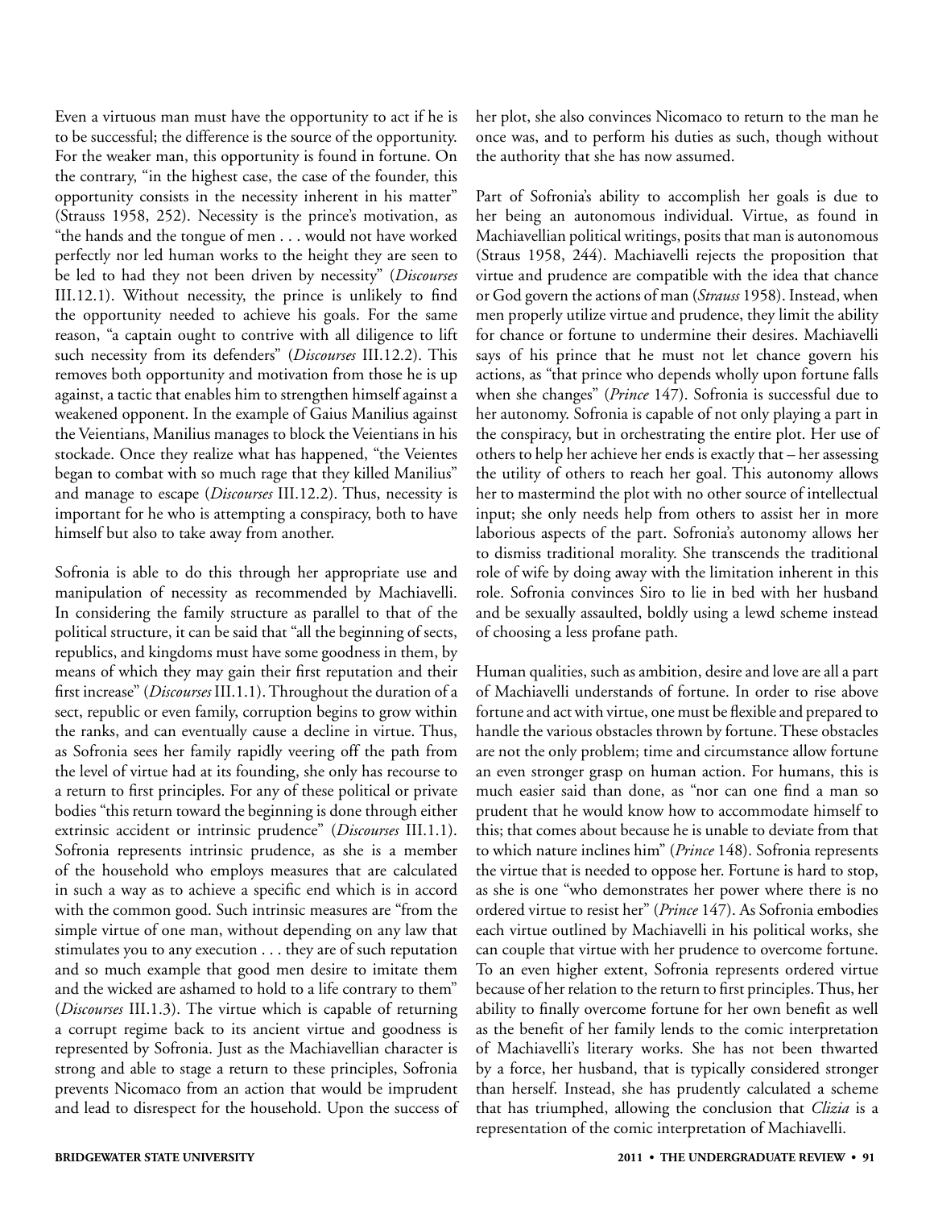Even a virtuous man must have the opportunity to act if he is to be successful; the difference is the source of the opportunity. For the weaker man, this opportunity is found in fortune. On the contrary, "in the highest case, the case of the founder, this opportunity consists in the necessity inherent in his matter" (Strauss 1958, 252). Necessity is the prince's motivation, as "the hands and the tongue of men . . . would not have worked perfectly nor led human works to the height they are seen to be led to had they not been driven by necessity" (*Discourses* III.12.1). Without necessity, the prince is unlikely to find the opportunity needed to achieve his goals. For the same reason, "a captain ought to contrive with all diligence to lift such necessity from its defenders" (*Discourses* III.12.2). This removes both opportunity and motivation from those he is up against, a tactic that enables him to strengthen himself against a weakened opponent. In the example of Gaius Manilius against the Veientians, Manilius manages to block the Veientians in his stockade. Once they realize what has happened, "the Veientes began to combat with so much rage that they killed Manilius" and manage to escape (*Discourses* III.12.2). Thus, necessity is important for he who is attempting a conspiracy, both to have himself but also to take away from another.

Sofronia is able to do this through her appropriate use and manipulation of necessity as recommended by Machiavelli. In considering the family structure as parallel to that of the political structure, it can be said that "all the beginning of sects, republics, and kingdoms must have some goodness in them, by means of which they may gain their first reputation and their first increase" (*Discourses* III.1.1). Throughout the duration of a sect, republic or even family, corruption begins to grow within the ranks, and can eventually cause a decline in virtue. Thus, as Sofronia sees her family rapidly veering off the path from the level of virtue had at its founding, she only has recourse to a return to first principles. For any of these political or private bodies "this return toward the beginning is done through either extrinsic accident or intrinsic prudence" (*Discourses* III.1.1). Sofronia represents intrinsic prudence, as she is a member of the household who employs measures that are calculated in such a way as to achieve a specific end which is in accord with the common good. Such intrinsic measures are "from the simple virtue of one man, without depending on any law that stimulates you to any execution . . . they are of such reputation and so much example that good men desire to imitate them and the wicked are ashamed to hold to a life contrary to them" (*Discourses* III.1.3). The virtue which is capable of returning a corrupt regime back to its ancient virtue and goodness is represented by Sofronia. Just as the Machiavellian character is strong and able to stage a return to these principles, Sofronia prevents Nicomaco from an action that would be imprudent and lead to disrespect for the household. Upon the success of her plot, she also convinces Nicomaco to return to the man he once was, and to perform his duties as such, though without the authority that she has now assumed.

Part of Sofronia's ability to accomplish her goals is due to her being an autonomous individual. Virtue, as found in Machiavellian political writings, posits that man is autonomous (Straus 1958, 244). Machiavelli rejects the proposition that virtue and prudence are compatible with the idea that chance or God govern the actions of man (*Strauss* 1958). Instead, when men properly utilize virtue and prudence, they limit the ability for chance or fortune to undermine their desires. Machiavelli says of his prince that he must not let chance govern his actions, as "that prince who depends wholly upon fortune falls when she changes" (*Prince* 147). Sofronia is successful due to her autonomy. Sofronia is capable of not only playing a part in the conspiracy, but in orchestrating the entire plot. Her use of others to help her achieve her ends is exactly that – her assessing the utility of others to reach her goal. This autonomy allows her to mastermind the plot with no other source of intellectual input; she only needs help from others to assist her in more laborious aspects of the part. Sofronia's autonomy allows her to dismiss traditional morality. She transcends the traditional role of wife by doing away with the limitation inherent in this role. Sofronia convinces Siro to lie in bed with her husband and be sexually assaulted, boldly using a lewd scheme instead of choosing a less profane path.

Human qualities, such as ambition, desire and love are all a part of Machiavelli understands of fortune. In order to rise above fortune and act with virtue, one must be flexible and prepared to handle the various obstacles thrown by fortune. These obstacles are not the only problem; time and circumstance allow fortune an even stronger grasp on human action. For humans, this is much easier said than done, as "nor can one find a man so prudent that he would know how to accommodate himself to this; that comes about because he is unable to deviate from that to which nature inclines him" (*Prince* 148). Sofronia represents the virtue that is needed to oppose her. Fortune is hard to stop, as she is one "who demonstrates her power where there is no ordered virtue to resist her" (*Prince* 147). As Sofronia embodies each virtue outlined by Machiavelli in his political works, she can couple that virtue with her prudence to overcome fortune. To an even higher extent, Sofronia represents ordered virtue because of her relation to the return to first principles. Thus, her ability to finally overcome fortune for her own benefit as well as the benefit of her family lends to the comic interpretation of Machiavelli's literary works. She has not been thwarted by a force, her husband, that is typically considered stronger than herself. Instead, she has prudently calculated a scheme that has triumphed, allowing the conclusion that *Clizia* is a representation of the comic interpretation of Machiavelli.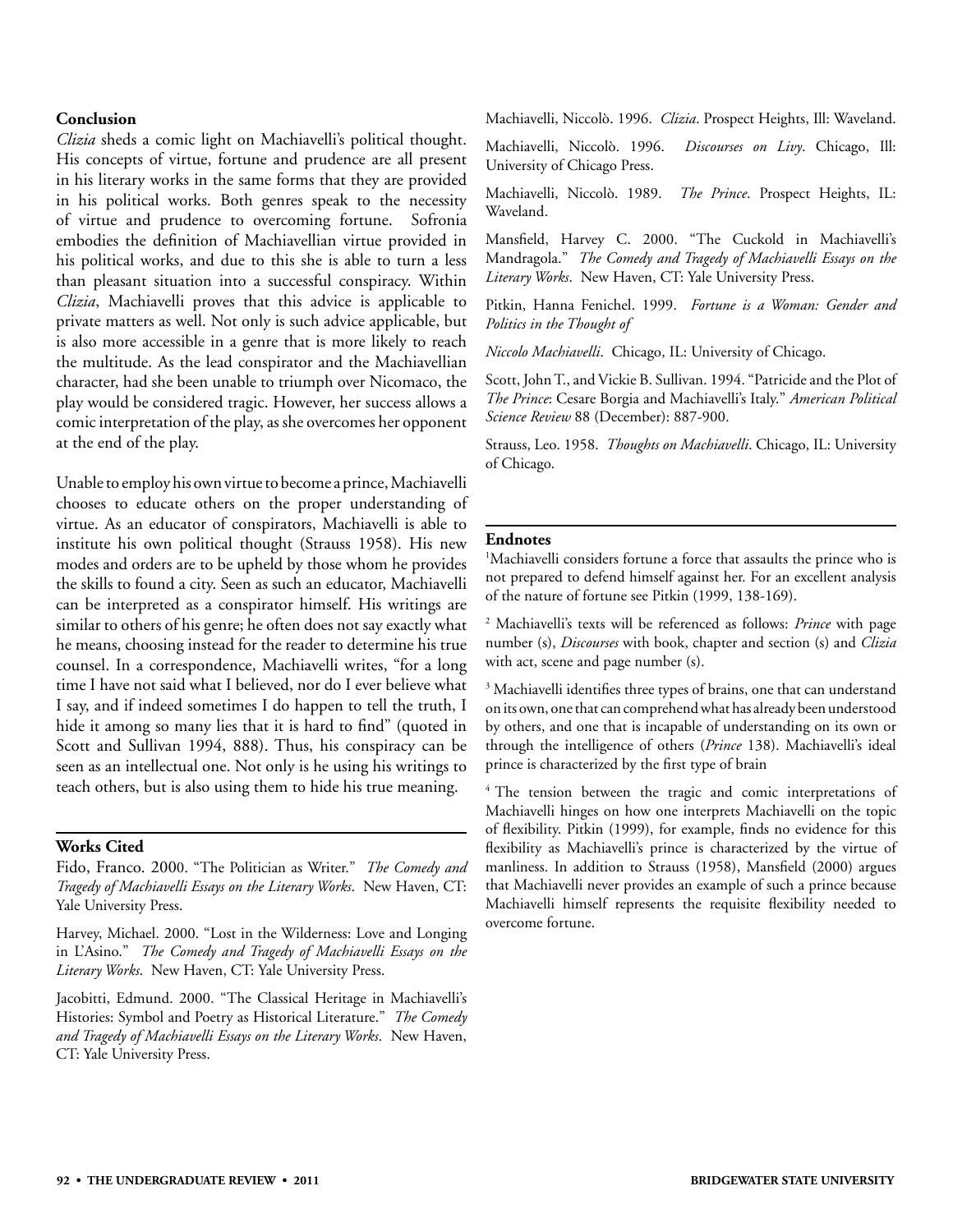## Conclusion

*Clizia* sheds a comic light on Machiavelli's political thought. His concepts of virtue, fortune and prudence are all present in his literary works in the same forms that they are provided in his political works. Both genres speak to the necessity of virtue and prudence to overcoming fortune. Sofronia embodies the definition of Machiavellian virtue provided in his political works, and due to this she is able to turn a less than pleasant situation into a successful conspiracy. Within *Clizia*, Machiavelli proves that this advice is applicable to private matters as well. Not only is such advice applicable, but is also more accessible in a genre that is more likely to reach the multitude. As the lead conspirator and the Machiavellian character, had she been unable to triumph over Nicomaco, the play would be considered tragic. However, her success allows a comic interpretation of the play, as she overcomes her opponent at the end of the play.

Unable to employ his own virtue to become a prince, Machiavelli chooses to educate others on the proper understanding of virtue. As an educator of conspirators, Machiavelli is able to institute his own political thought (Strauss 1958). His new modes and orders are to be upheld by those whom he provides the skills to found a city. Seen as such an educator, Machiavelli can be interpreted as a conspirator himself. His writings are similar to others of his genre; he often does not say exactly what he means, choosing instead for the reader to determine his true counsel. In a correspondence, Machiavelli writes, "for a long time I have not said what I believed, nor do I ever believe what I say, and if indeed sometimes I do happen to tell the truth, I hide it among so many lies that it is hard to find" (quoted in Scott and Sullivan 1994, 888). Thus, his conspiracy can be seen as an intellectual one. Not only is he using his writings to teach others, but is also using them to hide his true meaning.

## Works Cited

Fido, Franco. 2000. "The Politician as Writer." *The Comedy and Tragedy of Machiavelli Essays on the Literary Works*. New Haven, CT: Yale University Press.

Harvey, Michael. 2000. "Lost in the Wilderness: Love and Longing in L'Asino." *The Comedy and Tragedy of Machiavelli Essays on the Literary Works*. New Haven, CT: Yale University Press.

Jacobitti, Edmund. 2000. "The Classical Heritage in Machiavelli's Histories: Symbol and Poetry as Historical Literature." *The Comedy and Tragedy of Machiavelli Essays on the Literary Works*. New Haven, CT: Yale University Press.

Machiavelli, Niccolò. 1996. *Clizia*. Prospect Heights, Ill: Waveland.

Machiavelli, Niccolò. 1996. *Discourses on Livy*. Chicago, Ill: University of Chicago Press.

Machiavelli, Niccolò. 1989. *The Prince*. Prospect Heights, IL: Waveland.

Mansfield, Harvey C. 2000. "The Cuckold in Machiavelli's Mandragola." *The Comedy and Tragedy of Machiavelli Essays on the Literary Works*. New Haven, CT: Yale University Press.

Pitkin, Hanna Fenichel. 1999. *Fortune is a Woman: Gender and Politics in the Thought of*

*Niccolo Machiavelli*. Chicago, IL: University of Chicago.

Scott, John T., and Vickie B. Sullivan. 1994. "Patricide and the Plot of *The Prince*: Cesare Borgia and Machiavelli's Italy." *American Political Science Review* 88 (December): 887-900.

Strauss, Leo. 1958. *Thoughts on Machiavelli*. Chicago, IL: University of Chicago.

## Endnotes

[1] Machiavelli considers fortune a force that assaults the prince who is not prepared to defend himself against her. For an excellent analysis of the nature of fortune see Pitkin (1999, 138-169).

[2] Machiavelli's texts will be referenced as follows: *Prince* with page number (s), *Discourses* with book, chapter and section (s) and *Clizia* with act, scene and page number (s).

[3] Machiavelli identifies three types of brains, one that can understand on its own, one that can comprehend what has already been understood by others, and one that is incapable of understanding on its own or through the intelligence of others (*Prince* 138). Machiavelli's ideal prince is characterized by the first type of brain

[4] The tension between the tragic and comic interpretations of Machiavelli hinges on how one interprets Machiavelli on the topic of flexibility. Pitkin (1999), for example, finds no evidence for this flexibility as Machiavelli's prince is characterized by the virtue of manliness. In addition to Strauss (1958), Mansfield (2000) argues that Machiavelli never provides an example of such a prince because Machiavelli himself represents the requisite flexibility needed to overcome fortune.